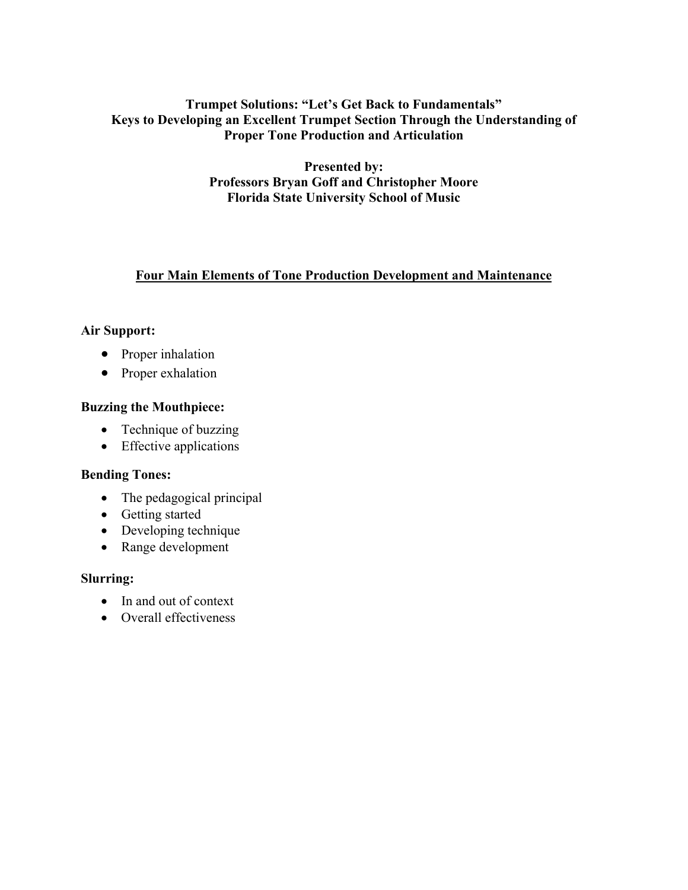# Trumpet Solutions: "Let's Get Back to Fundamentals"
## Keys to Developing an Excellent Trumpet Section Through the Understanding of Proper Tone Production and Articulation

**Presented by:**
**Professors Bryan Goff and Christopher Moore**
**Florida State University School of Music**

## <u>Four Main Elements of Tone Production Development and Maintenance</u>

**Air Support:**

- Proper inhalation
- Proper exhalation

**Buzzing the Mouthpiece:**

- Technique of buzzing
- Effective applications

**Bending Tones:**

- The pedagogical principal
- Getting started
- Developing technique
- Range development

**Slurring:**

- In and out of context
- Overall effectiveness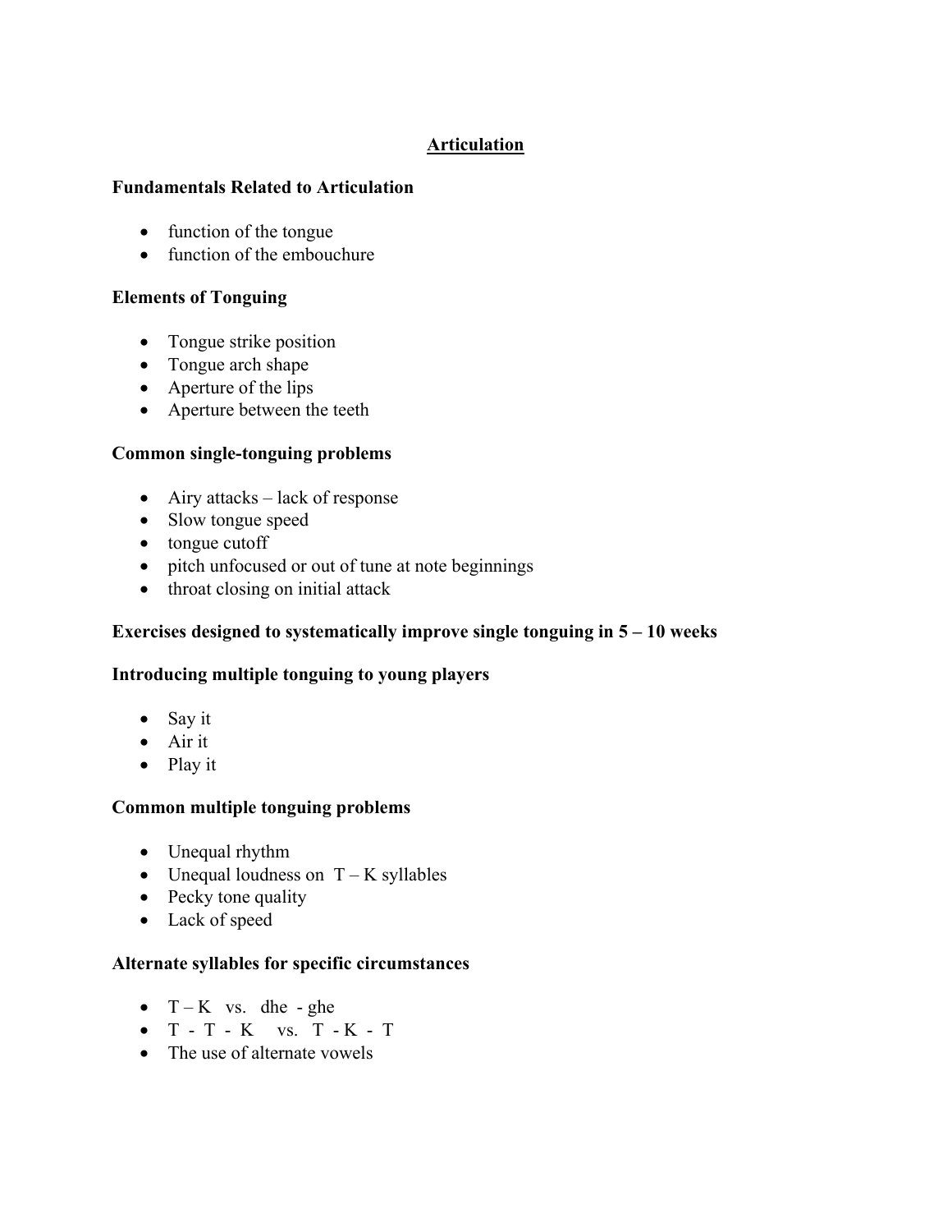# Articulation

**Fundamentals Related to Articulation**

- function of the tongue
- function of the embouchure

**Elements of Tonguing**

- Tongue strike position
- Tongue arch shape
- Aperture of the lips
- Aperture between the teeth

**Common single-tonguing problems**

- Airy attacks – lack of response
- Slow tongue speed
- tongue cutoff
- pitch unfocused or out of tune at note beginnings
- throat closing on initial attack

**Exercises designed to systematically improve single tonguing in 5 – 10 weeks**

**Introducing multiple tonguing to young players**

- Say it
- Air it
- Play it

**Common multiple tonguing problems**

- Unequal rhythm
- Unequal loudness on T – K syllables
- Pecky tone quality
- Lack of speed

**Alternate syllables for specific circumstances**

- T – K vs. dhe - ghe
- T - T - K vs. T - K - T
- The use of alternate vowels